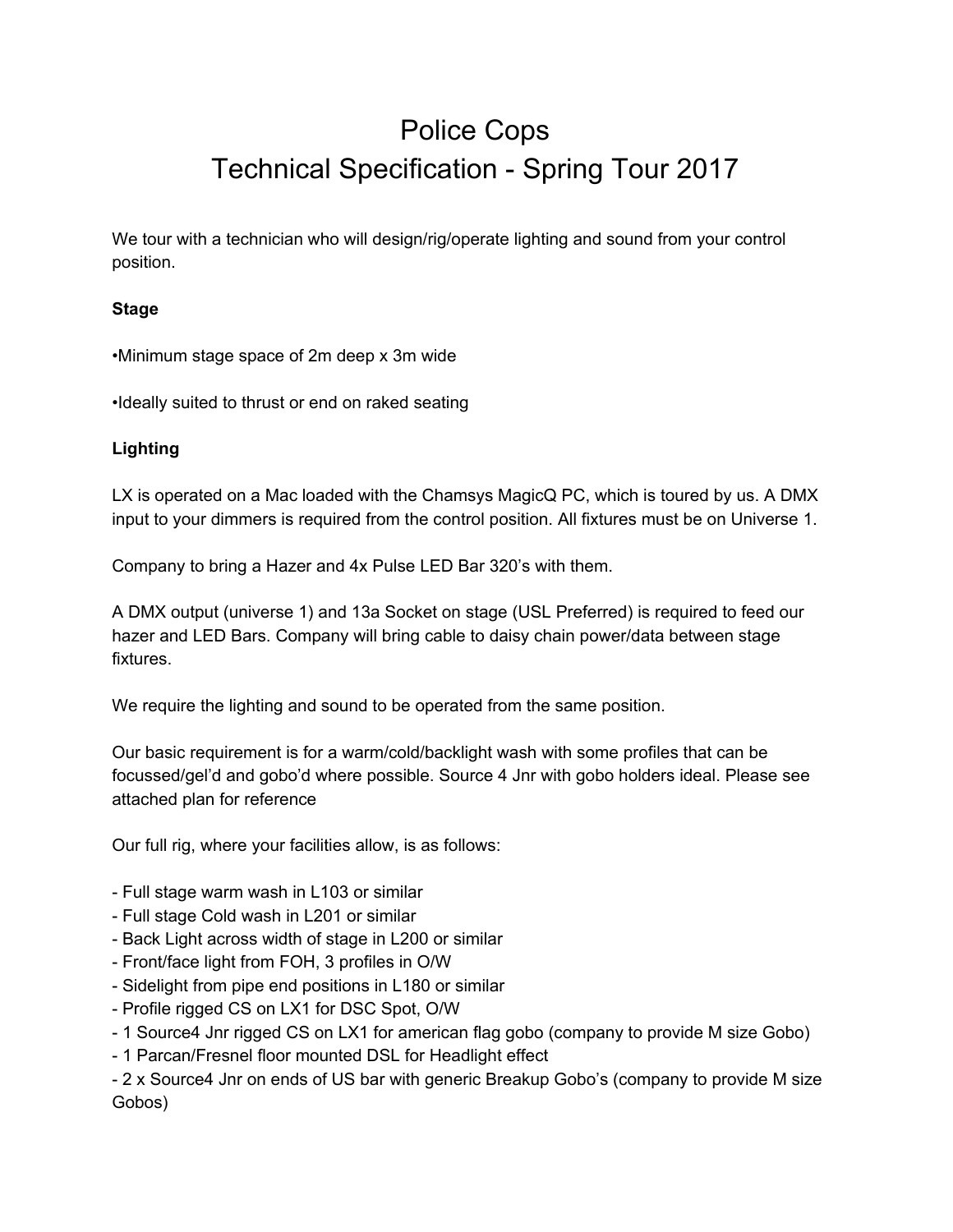# Police Cops
# Technical Specification - Spring Tour 2017

We tour with a technician who will design/rig/operate lighting and sound from your control position.

**Stage**

•Minimum stage space of 2m deep x 3m wide

•Ideally suited to thrust or end on raked seating

**Lighting**

LX is operated on a Mac loaded with the Chamsys MagicQ PC, which is toured by us. A DMX input to your dimmers is required from the control position. All fixtures must be on Universe 1.

Company to bring a Hazer and 4x Pulse LED Bar 320's with them.

A DMX output (universe 1) and 13a Socket on stage (USL Preferred) is required to feed our hazer and LED Bars. Company will bring cable to daisy chain power/data between stage fixtures.

We require the lighting and sound to be operated from the same position.

Our basic requirement is for a warm/cold/backlight wash with some profiles that can be focussed/gel'd and gobo'd where possible. Source 4 Jnr with gobo holders ideal. Please see attached plan for reference

Our full rig, where your facilities allow, is as follows:

- Full stage warm wash in L103 or similar
- Full stage Cold wash in L201 or similar
- Back Light across width of stage in L200 or similar
- Front/face light from FOH, 3 profiles in O/W
- Sidelight from pipe end positions in L180 or similar
- Profile rigged CS on LX1 for DSC Spot, O/W
- 1 Source4 Jnr rigged CS on LX1 for american flag gobo (company to provide M size Gobo)
- 1 Parcan/Fresnel floor mounted DSL for Headlight effect
- 2 x Source4 Jnr on ends of US bar with generic Breakup Gobo's (company to provide M size Gobos)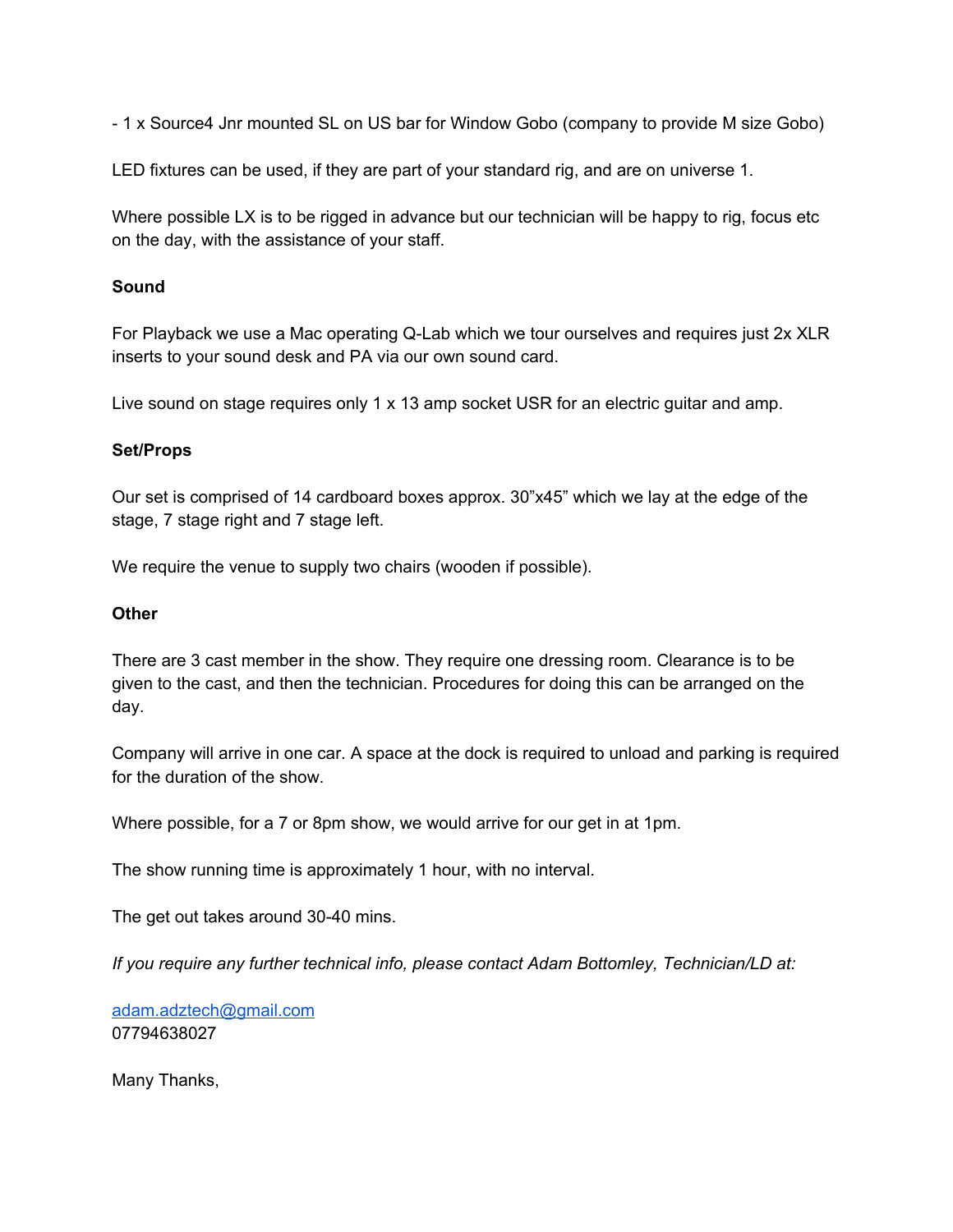- 1 x Source4 Jnr mounted SL on US bar for Window Gobo (company to provide M size Gobo)

LED fixtures can be used, if they are part of your standard rig, and are on universe 1.

Where possible LX is to be rigged in advance but our technician will be happy to rig, focus etc on the day, with the assistance of your staff.

**Sound**

For Playback we use a Mac operating Q-Lab which we tour ourselves and requires just 2x XLR inserts to your sound desk and PA via our own sound card.

Live sound on stage requires only 1 x 13 amp socket USR for an electric guitar and amp.

**Set/Props**

Our set is comprised of 14 cardboard boxes approx. 30"x45" which we lay at the edge of the stage, 7 stage right and 7 stage left.

We require the venue to supply two chairs (wooden if possible).

**Other**

There are 3 cast member in the show. They require one dressing room. Clearance is to be given to the cast, and then the technician. Procedures for doing this can be arranged on the day.

Company will arrive in one car. A space at the dock is required to unload and parking is required for the duration of the show.

Where possible, for a 7 or 8pm show, we would arrive for our get in at 1pm.

The show running time is approximately 1 hour, with no interval.

The get out takes around 30-40 mins.

*If you require any further technical info, please contact Adam Bottomley, Technician/LD at:*

adam.adztech@gmail.com
07794638027

Many Thanks,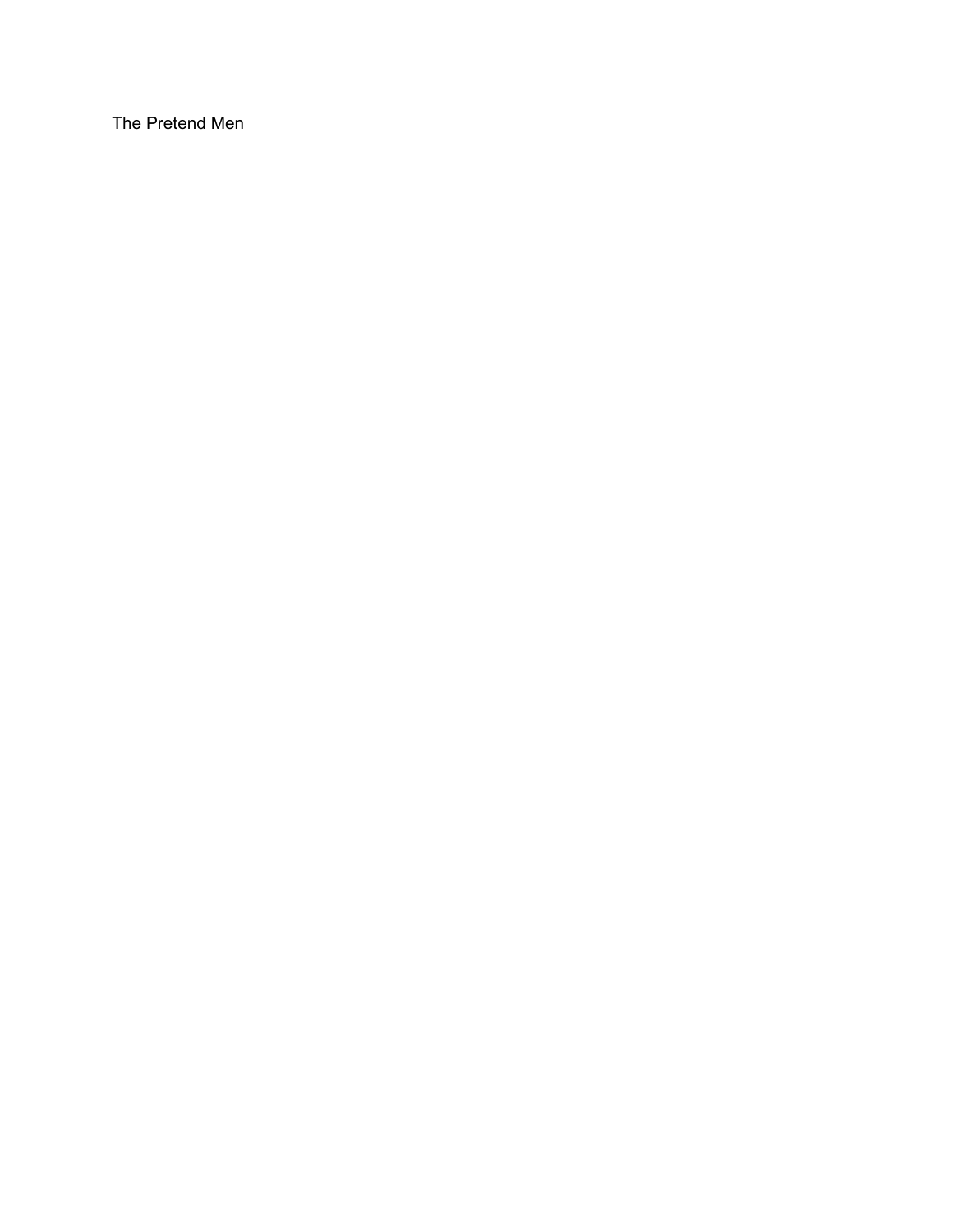The Pretend Men